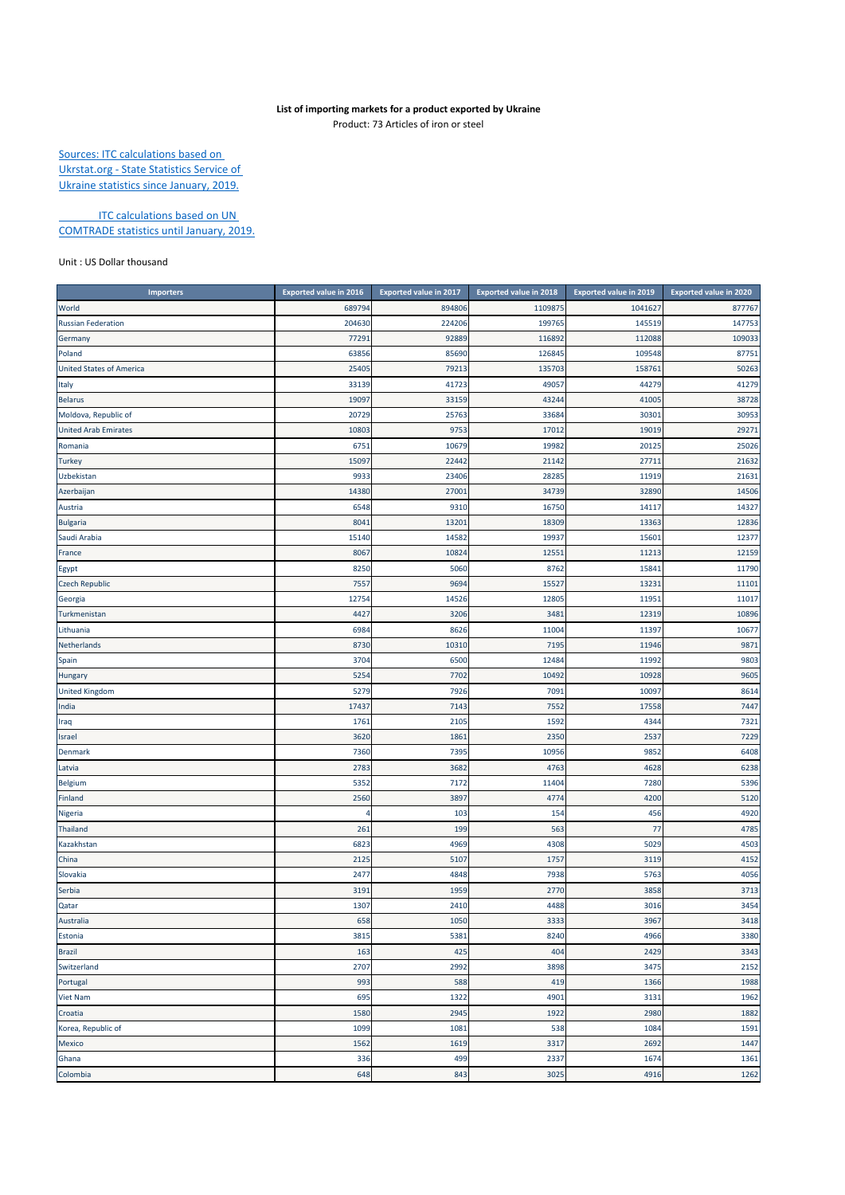**List of importing markets for a product exported by Ukraine**

Product: 73 Articles of iron or steel

[Sources: ITC calculations based on Ukrstat.org - State Statistics Service of Ukraine statistics since January, 2019.]

[ITC calculations based on UN COMTRADE statistics until January, 2019.]

Unit : US Dollar thousand

| Importers | Exported value in 2016 | Exported value in 2017 | Exported value in 2018 | Exported value in 2019 | Exported value in 2020 |
|---|---|---|---|---|---|
| World | 689794 | 894806 | 1109875 | 1041627 | 877767 |
| Russian Federation | 204630 | 224206 | 199765 | 145519 | 147753 |
| Germany | 77291 | 92889 | 116892 | 112088 | 109033 |
| Poland | 63856 | 85690 | 126845 | 109548 | 87751 |
| United States of America | 25405 | 79213 | 135703 | 158761 | 50263 |
| Italy | 33139 | 41723 | 49057 | 44279 | 41279 |
| Belarus | 19097 | 33159 | 43244 | 41005 | 38728 |
| Moldova, Republic of | 20729 | 25763 | 33684 | 30301 | 30953 |
| United Arab Emirates | 10803 | 9753 | 17012 | 19019 | 29271 |
| Romania | 6751 | 10679 | 19982 | 20125 | 25026 |
| Turkey | 15097 | 22442 | 21142 | 27711 | 21632 |
| Uzbekistan | 9933 | 23406 | 28285 | 11919 | 21631 |
| Azerbaijan | 14380 | 27001 | 34739 | 32890 | 14506 |
| Austria | 6548 | 9310 | 16750 | 14117 | 14327 |
| Bulgaria | 8041 | 13201 | 18309 | 13363 | 12836 |
| Saudi Arabia | 15140 | 14582 | 19937 | 15601 | 12377 |
| France | 8067 | 10824 | 12551 | 11213 | 12159 |
| Egypt | 8250 | 5060 | 8762 | 15841 | 11790 |
| Czech Republic | 7557 | 9694 | 15527 | 13231 | 11101 |
| Georgia | 12754 | 14526 | 12805 | 11951 | 11017 |
| Turkmenistan | 4427 | 3206 | 3481 | 12319 | 10896 |
| Lithuania | 6984 | 8626 | 11004 | 11397 | 10677 |
| Netherlands | 8730 | 10310 | 7195 | 11946 | 9871 |
| Spain | 3704 | 6500 | 12484 | 11992 | 9803 |
| Hungary | 5254 | 7702 | 10492 | 10928 | 9605 |
| United Kingdom | 5279 | 7926 | 7091 | 10097 | 8614 |
| India | 17437 | 7143 | 7552 | 17558 | 7447 |
| Iraq | 1761 | 2105 | 1592 | 4344 | 7321 |
| Israel | 3620 | 1861 | 2350 | 2537 | 7229 |
| Denmark | 7360 | 7395 | 10956 | 9852 | 6408 |
| Latvia | 2783 | 3682 | 4763 | 4628 | 6238 |
| Belgium | 5352 | 7172 | 11404 | 7280 | 5396 |
| Finland | 2560 | 3897 | 4774 | 4200 | 5120 |
| Nigeria | 4 | 103 | 154 | 456 | 4920 |
| Thailand | 261 | 199 | 563 | 77 | 4785 |
| Kazakhstan | 6823 | 4969 | 4308 | 5029 | 4503 |
| China | 2125 | 5107 | 1757 | 3119 | 4152 |
| Slovakia | 2477 | 4848 | 7938 | 5763 | 4056 |
| Serbia | 3191 | 1959 | 2770 | 3858 | 3713 |
| Qatar | 1307 | 2410 | 4488 | 3016 | 3454 |
| Australia | 658 | 1050 | 3333 | 3967 | 3418 |
| Estonia | 3815 | 5381 | 8240 | 4966 | 3380 |
| Brazil | 163 | 425 | 404 | 2429 | 3343 |
| Switzerland | 2707 | 2992 | 3898 | 3475 | 2152 |
| Portugal | 993 | 588 | 419 | 1366 | 1988 |
| Viet Nam | 695 | 1322 | 4901 | 3131 | 1962 |
| Croatia | 1580 | 2945 | 1922 | 2980 | 1882 |
| Korea, Republic of | 1099 | 1081 | 538 | 1084 | 1591 |
| Mexico | 1562 | 1619 | 3317 | 2692 | 1447 |
| Ghana | 336 | 499 | 2337 | 1674 | 1361 |
| Colombia | 648 | 843 | 3025 | 4916 | 1262 |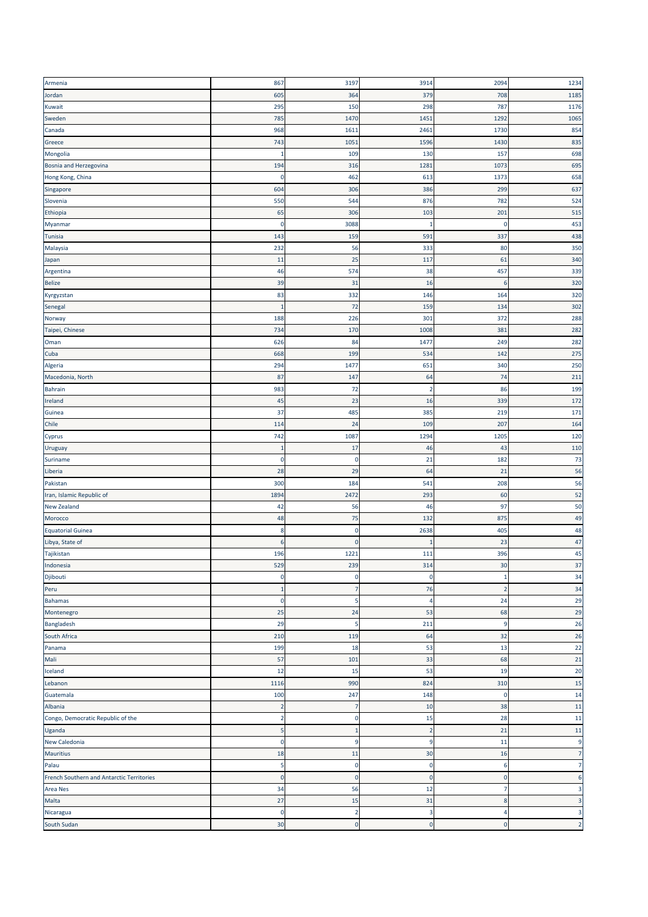| | | | | | |
|---|---|---|---|---|---|
| Armenia | 867 | 3197 | 3914 | 2094 | 1234 |
| Jordan | 605 | 364 | 379 | 708 | 1185 |
| Kuwait | 295 | 150 | 298 | 787 | 1176 |
| Sweden | 785 | 1470 | 1451 | 1292 | 1065 |
| Canada | 968 | 1611 | 2461 | 1730 | 854 |
| Greece | 743 | 1051 | 1596 | 1430 | 835 |
| Mongolia | 1 | 109 | 130 | 157 | 698 |
| Bosnia and Herzegovina | 194 | 316 | 1281 | 1073 | 695 |
| Hong Kong, China | 0 | 462 | 613 | 1373 | 658 |
| Singapore | 604 | 306 | 386 | 299 | 637 |
| Slovenia | 550 | 544 | 876 | 782 | 524 |
| Ethiopia | 65 | 306 | 103 | 201 | 515 |
| Myanmar | 0 | 3088 | 1 | 0 | 453 |
| Tunisia | 143 | 159 | 591 | 337 | 438 |
| Malaysia | 232 | 56 | 333 | 80 | 350 |
| Japan | 11 | 25 | 117 | 61 | 340 |
| Argentina | 46 | 574 | 38 | 457 | 339 |
| Belize | 39 | 31 | 16 | 6 | 320 |
| Kyrgyzstan | 83 | 332 | 146 | 164 | 320 |
| Senegal | 1 | 72 | 159 | 134 | 302 |
| Norway | 188 | 226 | 301 | 372 | 288 |
| Taipei, Chinese | 734 | 170 | 1008 | 381 | 282 |
| Oman | 626 | 84 | 1477 | 249 | 282 |
| Cuba | 668 | 199 | 534 | 142 | 275 |
| Algeria | 294 | 1477 | 651 | 340 | 250 |
| Macedonia, North | 87 | 147 | 64 | 74 | 211 |
| Bahrain | 983 | 72 | 2 | 86 | 199 |
| Ireland | 45 | 23 | 16 | 339 | 172 |
| Guinea | 37 | 485 | 385 | 219 | 171 |
| Chile | 114 | 24 | 109 | 207 | 164 |
| Cyprus | 742 | 1087 | 1294 | 1205 | 120 |
| Uruguay | 1 | 17 | 46 | 43 | 110 |
| Suriname | 0 | 0 | 21 | 182 | 73 |
| Liberia | 28 | 29 | 64 | 21 | 56 |
| Pakistan | 300 | 184 | 541 | 208 | 56 |
| Iran, Islamic Republic of | 1894 | 2472 | 293 | 60 | 52 |
| New Zealand | 42 | 56 | 46 | 97 | 50 |
| Morocco | 48 | 75 | 132 | 875 | 49 |
| Equatorial Guinea | 8 | 0 | 2638 | 405 | 48 |
| Libya, State of | 6 | 0 | 1 | 23 | 47 |
| Tajikistan | 196 | 1221 | 111 | 396 | 45 |
| Indonesia | 529 | 239 | 314 | 30 | 37 |
| Djibouti | 0 | 0 | 0 | 1 | 34 |
| Peru | 1 | 7 | 76 | 2 | 34 |
| Bahamas | 0 | 5 | 4 | 24 | 29 |
| Montenegro | 25 | 24 | 53 | 68 | 29 |
| Bangladesh | 29 | 5 | 211 | 9 | 26 |
| South Africa | 210 | 119 | 64 | 32 | 26 |
| Panama | 199 | 18 | 53 | 13 | 22 |
| Mali | 57 | 101 | 33 | 68 | 21 |
| Iceland | 12 | 15 | 53 | 19 | 20 |
| Lebanon | 1116 | 990 | 824 | 310 | 15 |
| Guatemala | 100 | 247 | 148 | 0 | 14 |
| Albania | 2 | 7 | 10 | 38 | 11 |
| Congo, Democratic Republic of the | 2 | 0 | 15 | 28 | 11 |
| Uganda | 5 | 1 | 2 | 21 | 11 |
| New Caledonia | 0 | 9 | 9 | 11 | 9 |
| Mauritius | 18 | 11 | 30 | 16 | 7 |
| Palau | 5 | 0 | 0 | 6 | 7 |
| French Southern and Antarctic Territories | 0 | 0 | 0 | 0 | 6 |
| Area Nes | 34 | 56 | 12 | 7 | 3 |
| Malta | 27 | 15 | 31 | 8 | 3 |
| Nicaragua | 0 | 2 | 3 | 4 | 3 |
| South Sudan | 30 | 0 | 0 | 0 | 2 |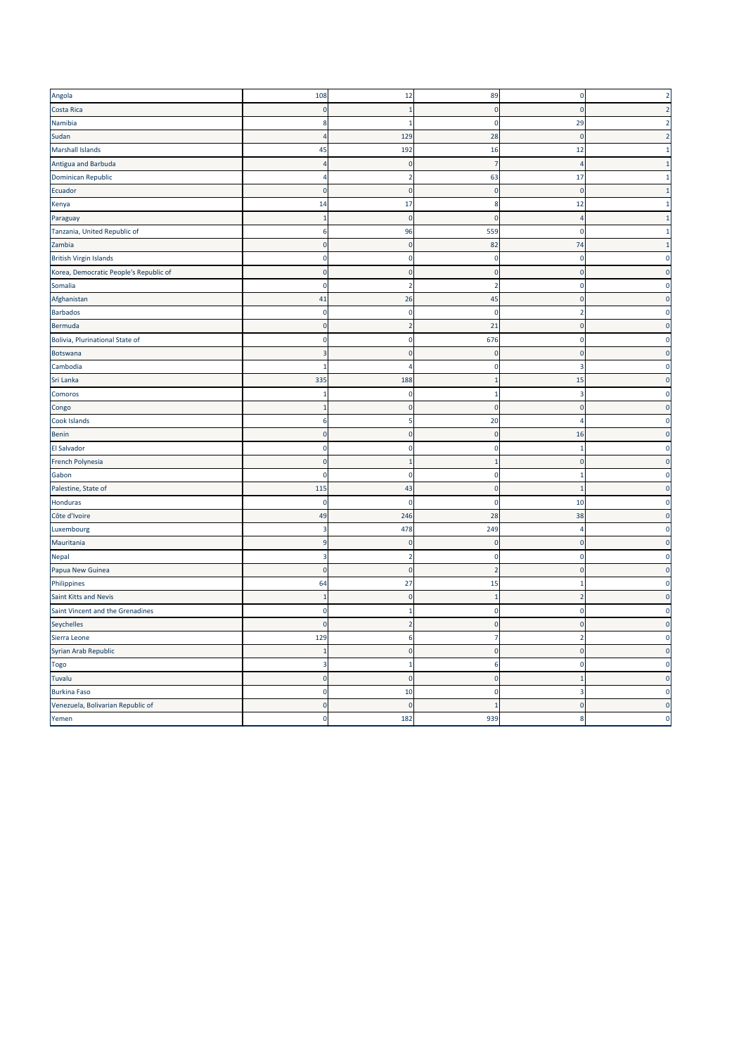| | | | | | |
|---|---|---|---|---|---|
| Angola | 108 | 12 | 89 | 0 | 2 |
| Costa Rica | 0 | 1 | 0 | 0 | 2 |
| Namibia | 8 | 1 | 0 | 29 | 2 |
| Sudan | 4 | 129 | 28 | 0 | 2 |
| Marshall Islands | 45 | 192 | 16 | 12 | 1 |
| Antigua and Barbuda | 4 | 0 | 7 | 4 | 1 |
| Dominican Republic | 4 | 2 | 63 | 17 | 1 |
| Ecuador | 0 | 0 | 0 | 0 | 1 |
| Kenya | 14 | 17 | 8 | 12 | 1 |
| Paraguay | 1 | 0 | 0 | 4 | 1 |
| Tanzania, United Republic of | 6 | 96 | 559 | 0 | 1 |
| Zambia | 0 | 0 | 82 | 74 | 1 |
| British Virgin Islands | 0 | 0 | 0 | 0 | 0 |
| Korea, Democratic People's Republic of | 0 | 0 | 0 | 0 | 0 |
| Somalia | 0 | 2 | 2 | 0 | 0 |
| Afghanistan | 41 | 26 | 45 | 0 | 0 |
| Barbados | 0 | 0 | 0 | 2 | 0 |
| Bermuda | 0 | 2 | 21 | 0 | 0 |
| Bolivia, Plurinational State of | 0 | 0 | 676 | 0 | 0 |
| Botswana | 3 | 0 | 0 | 0 | 0 |
| Cambodia | 1 | 4 | 0 | 3 | 0 |
| Sri Lanka | 335 | 188 | 1 | 15 | 0 |
| Comoros | 1 | 0 | 1 | 3 | 0 |
| Congo | 1 | 0 | 0 | 0 | 0 |
| Cook Islands | 6 | 5 | 20 | 4 | 0 |
| Benin | 0 | 0 | 0 | 16 | 0 |
| El Salvador | 0 | 0 | 0 | 1 | 0 |
| French Polynesia | 0 | 1 | 1 | 0 | 0 |
| Gabon | 0 | 0 | 0 | 1 | 0 |
| Palestine, State of | 115 | 43 | 0 | 1 | 0 |
| Honduras | 0 | 0 | 0 | 10 | 0 |
| Côte d'Ivoire | 49 | 246 | 28 | 38 | 0 |
| Luxembourg | 3 | 478 | 249 | 4 | 0 |
| Mauritania | 9 | 0 | 0 | 0 | 0 |
| Nepal | 3 | 2 | 0 | 0 | 0 |
| Papua New Guinea | 0 | 0 | 2 | 0 | 0 |
| Philippines | 64 | 27 | 15 | 1 | 0 |
| Saint Kitts and Nevis | 1 | 0 | 1 | 2 | 0 |
| Saint Vincent and the Grenadines | 0 | 1 | 0 | 0 | 0 |
| Seychelles | 0 | 2 | 0 | 0 | 0 |
| Sierra Leone | 129 | 6 | 7 | 2 | 0 |
| Syrian Arab Republic | 1 | 0 | 0 | 0 | 0 |
| Togo | 3 | 1 | 6 | 0 | 0 |
| Tuvalu | 0 | 0 | 0 | 1 | 0 |
| Burkina Faso | 0 | 10 | 0 | 3 | 0 |
| Venezuela, Bolivarian Republic of | 0 | 0 | 1 | 0 | 0 |
| Yemen | 0 | 182 | 939 | 8 | 0 |